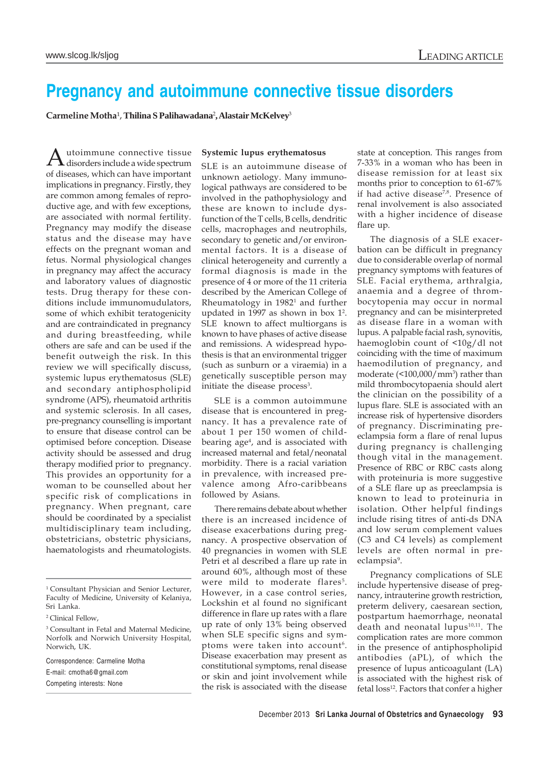# Pregnancy and autoimmune connective tissue disorders

**Carmeline Motha**[1], **Thilina S Palihawadana**[2], **Alastair McKelvey**[3]

Autoimmune connective tissue disorders include a wide spectrum of diseases, which can have important implications in pregnancy. Firstly, they are common among females of reproductive age, and with few exceptions, are associated with normal fertility. Pregnancy may modify the disease status and the disease may have effects on the pregnant woman and fetus. Normal physiological changes in pregnancy may affect the accuracy and laboratory values of diagnostic tests. Drug therapy for these conditions include immunomudulators, some of which exhibit teratogenicity and are contraindicated in pregnancy and during breastfeeding, while others are safe and can be used if the benefit outweigh the risk. In this review we will specifically discuss, systemic lupus erythematosus (SLE) and secondary antiphospholipid syndrome (APS), rheumatoid arthritis and systemic sclerosis. In all cases, pre-pregnancy counselling is important to ensure that disease control can be optimised before conception. Disease activity should be assessed and drug therapy modified prior to pregnancy. This provides an opportunity for a woman to be counselled about her specific risk of complications in pregnancy. When pregnant, care should be coordinated by a specialist multidisciplinary team including, obstetricians, obstetric physicians, haematologists and rheumatologists.

[1] Consultant Physician and Senior Lecturer, Faculty of Medicine, University of Kelaniya, Sri Lanka.

[2] Clinical Fellow,

[3] Consultant in Fetal and Maternal Medicine, Norfolk and Norwich University Hospital, Norwich, UK.

Correspondence: Carmeline Motha

E-mail: cmotha6@gmail.com

Competing interests: None

## Systemic lupus erythematosus

SLE is an autoimmune disease of unknown aetiology. Many immunological pathways are considered to be involved in the pathophysiology and these are known to include dysfunction of the T cells, B cells, dendritic cells, macrophages and neutrophils, secondary to genetic and/or environmental factors. It is a disease of clinical heterogeneity and currently a formal diagnosis is made in the presence of 4 or more of the 11 criteria described by the American College of Rheumatology in 1982[1] and further updated in 1997 as shown in box 1[2]. SLE known to affect multiorgans is known to have phases of active disease and remissions. A widespread hypothesis is that an environmental trigger (such as sunburn or a viraemia) in a genetically susceptible person may initiate the disease process[3].

SLE is a common autoimmune disease that is encountered in pregnancy. It has a prevalence rate of about 1 per 150 women of childbearing age[4], and is associated with increased maternal and fetal/neonatal morbidity. There is a racial variation in prevalence, with increased prevalence among Afro-caribbeans followed by Asians.

There remains debate about whether there is an increased incidence of disease exacerbations during pregnancy. A prospective observation of 40 pregnancies in women with SLE Petri et al described a flare up rate in around 60%, although most of these were mild to moderate flares[5]. However, in a case control series, Lockshin et al found no significant difference in flare up rates with a flare up rate of only 13% being observed when SLE specific signs and symptoms were taken into account[6]. Disease exacerbation may present as constitutional symptoms, renal disease or skin and joint involvement while the risk is associated with the disease state at conception. This ranges from 7-33% in a woman who has been in disease remission for at least six months prior to conception to 61-67% if had active disease[7,8]. Presence of renal involvement is also associated with a higher incidence of disease flare up.

The diagnosis of a SLE exacerbation can be difficult in pregnancy due to considerable overlap of normal pregnancy symptoms with features of SLE. Facial erythema, arthralgia, anaemia and a degree of thrombocytopenia may occur in normal pregnancy and can be misinterpreted as disease flare in a woman with lupus. A palpable facial rash, synovitis, haemoglobin count of <10g/dl not coinciding with the time of maximum haemodilution of pregnancy, and moderate (<100,000/mm$^3$) rather than mild thrombocytopaenia should alert the clinician on the possibility of a lupus flare. SLE is associated with an increase risk of hypertensive disorders of pregnancy. Discriminating preeclampsia form a flare of renal lupus during pregnancy is challenging though vital in the management. Presence of RBC or RBC casts along with proteinuria is more suggestive of a SLE flare up as preeclampsia is known to lead to proteinuria in isolation. Other helpful findings include rising titres of anti-ds DNA and low serum complement values (C3 and C4 levels) as complement levels are often normal in preeclampsia[9].

Pregnancy complications of SLE include hypertensive disease of pregnancy, intrauterine growth restriction, preterm delivery, caesarean section, postpartum haemorrhage, neonatal death and neonatal lupus[10,11]. The complication rates are more common in the presence of antiphospholipid antibodies (aPL), of which the presence of lupus anticoagulant (LA) is associated with the highest risk of fetal loss[12]. Factors that confer a higher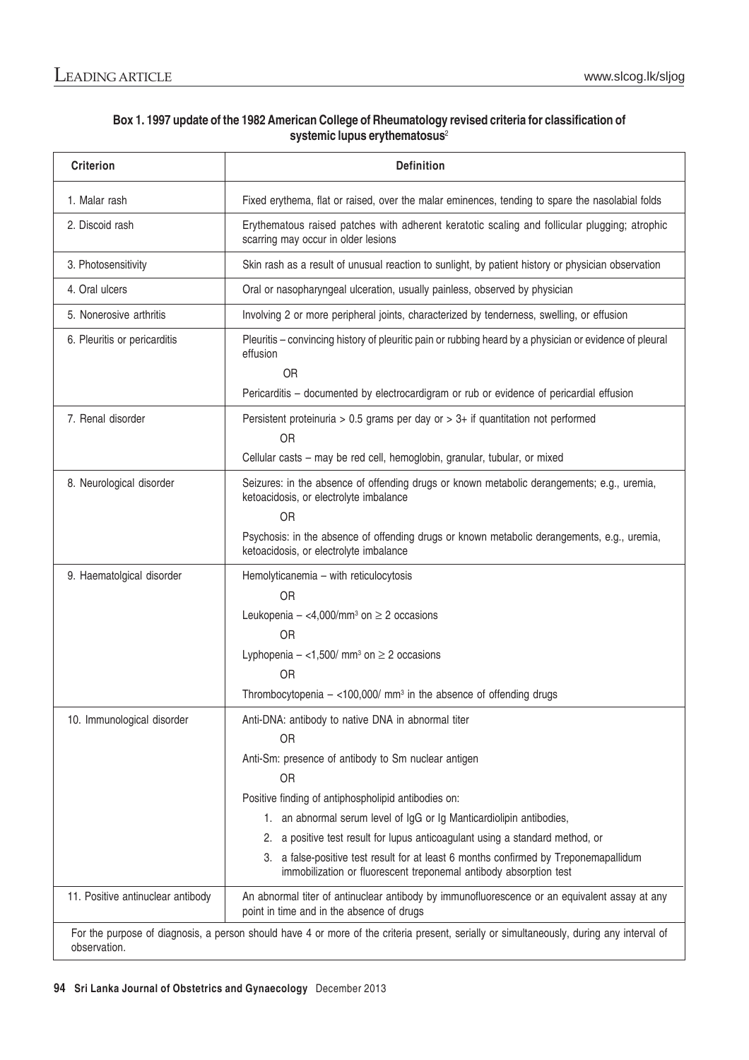**Box 1. 1997 update of the 1982 American College of Rheumatology revised criteria for classification of systemic lupus erythematosus[2]**

| Criterion | Definition |
|---|---|
| 1. Malar rash | Fixed erythema, flat or raised, over the malar eminences, tending to spare the nasolabial folds |
| 2. Discoid rash | Erythematous raised patches with adherent keratotic scaling and follicular plugging; atrophic scarring may occur in older lesions |
| 3. Photosensitivity | Skin rash as a result of unusual reaction to sunlight, by patient history or physician observation |
| 4. Oral ulcers | Oral or nasopharyngeal ulceration, usually painless, observed by physician |
| 5. Nonerosive arthritis | Involving 2 or more peripheral joints, characterized by tenderness, swelling, or effusion |
| 6. Pleuritis or pericarditis | Pleuritis – convincing history of pleuritic pain or rubbing heard by a physician or evidence of pleural effusion<br>OR<br>Pericarditis – documented by electrocardigram or rub or evidence of pericardial effusion |
| 7. Renal disorder | Persistent proteinuria > 0.5 grams per day or > 3+ if quantitation not performed<br>OR<br>Cellular casts – may be red cell, hemoglobin, granular, tubular, or mixed |
| 8. Neurological disorder | Seizures: in the absence of offending drugs or known metabolic derangements; e.g., uremia, ketoacidosis, or electrolyte imbalance<br>OR<br>Psychosis: in the absence of offending drugs or known metabolic derangements, e.g., uremia, ketoacidosis, or electrolyte imbalance |
| 9. Haematolgical disorder | Hemolyticanemia – with reticulocytosis<br>OR<br>Leukopenia – <4,000/mm$^3$ on ≥ 2 occasions<br>OR<br>Lyphopenia – <1,500/ mm$^3$ on ≥ 2 occasions<br>OR<br>Thrombocytopenia – <100,000/ mm$^3$ in the absence of offending drugs |
| 10. Immunological disorder | Anti-DNA: antibody to native DNA in abnormal titer<br>OR<br>Anti-Sm: presence of antibody to Sm nuclear antigen<br>OR<br>Positive finding of antiphospholipid antibodies on:<br>1. an abnormal serum level of IgG or Ig Manticardiolipin antibodies,<br>2. a positive test result for lupus anticoagulant using a standard method, or<br>3. a false-positive test result for at least 6 months confirmed by Treponemapallidum immobilization or fluorescent treponemal antibody absorption test |
| 11. Positive antinuclear antibody | An abnormal titer of antinuclear antibody by immunofluorescence or an equivalent assay at any point in time and in the absence of drugs |

For the purpose of diagnosis, a person should have 4 or more of the criteria present, serially or simultaneously, during any interval of observation.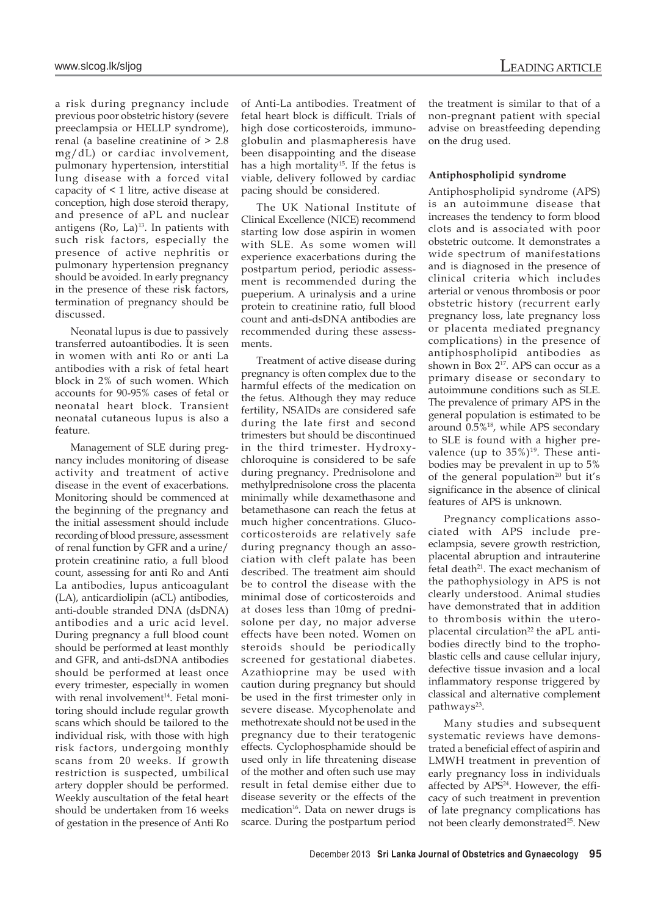a risk during pregnancy include previous poor obstetric history (severe preeclampsia or HELLP syndrome), renal (a baseline creatinine of > 2.8 mg/dL) or cardiac involvement, pulmonary hypertension, interstitial lung disease with a forced vital capacity of < 1 litre, active disease at conception, high dose steroid therapy, and presence of aPL and nuclear antigens (Ro, La)[13]. In patients with such risk factors, especially the presence of active nephritis or pulmonary hypertension pregnancy should be avoided. In early pregnancy in the presence of these risk factors, termination of pregnancy should be discussed.

Neonatal lupus is due to passively transferred autoantibodies. It is seen in women with anti Ro or anti La antibodies with a risk of fetal heart block in 2% of such women. Which accounts for 90-95% cases of fetal or neonatal heart block. Transient neonatal cutaneous lupus is also a feature.

Management of SLE during pregnancy includes monitoring of disease activity and treatment of active disease in the event of exacerbations. Monitoring should be commenced at the beginning of the pregnancy and the initial assessment should include recording of blood pressure, assessment of renal function by GFR and a urine/protein creatinine ratio, a full blood count, assessing for anti Ro and Anti La antibodies, lupus anticoagulant (LA), anticardiolipin (aCL) antibodies, anti-double stranded DNA (dsDNA) antibodies and a uric acid level. During pregnancy a full blood count should be performed at least monthly and GFR, and anti-dsDNA antibodies should be performed at least once every trimester, especially in women with renal involvement[14]. Fetal monitoring should include regular growth scans which should be tailored to the individual risk, with those with high risk factors, undergoing monthly scans from 20 weeks. If growth restriction is suspected, umbilical artery doppler should be performed. Weekly auscultation of the fetal heart should be undertaken from 16 weeks of gestation in the presence of Anti Ro of Anti-La antibodies. Treatment of fetal heart block is difficult. Trials of high dose corticosteroids, immunoglobulin and plasmapheresis have been disappointing and the disease has a high mortality[15]. If the fetus is viable, delivery followed by cardiac pacing should be considered.

The UK National Institute of Clinical Excellence (NICE) recommend starting low dose aspirin in women with SLE. As some women will experience exacerbations during the postpartum period, periodic assessment is recommended during the pueperium. A urinalysis and a urine protein to creatinine ratio, full blood count and anti-dsDNA antibodies are recommended during these assessments.

Treatment of active disease during pregnancy is often complex due to the harmful effects of the medication on the fetus. Although they may reduce fertility, NSAIDs are considered safe during the late first and second trimesters but should be discontinued in the third trimester. Hydroxychloroquine is considered to be safe during pregnancy. Prednisolone and methylprednisolone cross the placenta minimally while dexamethasone and betamethasone can reach the fetus at much higher concentrations. Glucocorticosteroids are relatively safe during pregnancy though an association with cleft palate has been described. The treatment aim should be to control the disease with the minimal dose of corticosteroids and at doses less than 10mg of prednisolone per day, no major adverse effects have been noted. Women on steroids should be periodically screened for gestational diabetes. Azathioprine may be used with caution during pregnancy but should be used in the first trimester only in severe disease. Mycophenolate and methotrexate should not be used in the pregnancy due to their teratogenic effects. Cyclophosphamide should be used only in life threatening disease of the mother and often such use may result in fetal demise either due to disease severity or the effects of the medication[16]. Data on newer drugs is scarce. During the postpartum period the treatment is similar to that of a non-pregnant patient with special advise on breastfeeding depending on the drug used.

**Antiphospholipid syndrome**

Antiphospholipid syndrome (APS) is an autoimmune disease that increases the tendency to form blood clots and is associated with poor obstetric outcome. It demonstrates a wide spectrum of manifestations and is diagnosed in the presence of clinical criteria which includes arterial or venous thrombosis or poor obstetric history (recurrent early pregnancy loss, late pregnancy loss or placenta mediated pregnancy complications) in the presence of antiphospholipid antibodies as shown in Box 2[17]. APS can occur as a primary disease or secondary to autoimmune conditions such as SLE. The prevalence of primary APS in the general population is estimated to be around 0.5%[18], while APS secondary to SLE is found with a higher prevalence (up to 35%)[19]. These antibodies may be prevalent in up to 5% of the general population[20] but it's significance in the absence of clinical features of APS is unknown.

Pregnancy complications associated with APS include preeclampsia, severe growth restriction, placental abruption and intrauterine fetal death[21]. The exact mechanism of the pathophysiology in APS is not clearly understood. Animal studies have demonstrated that in addition to thrombosis within the uteroplacental circulation[22] the aPL antibodies directly bind to the trophoblastic cells and cause cellular injury, defective tissue invasion and a local inflammatory response triggered by classical and alternative complement pathways[23].

Many studies and subsequent systematic reviews have demonstrated a beneficial effect of aspirin and LMWH treatment in prevention of early pregnancy loss in individuals affected by APS[24]. However, the efficacy of such treatment in prevention of late pregnancy complications has not been clearly demonstrated[25]. New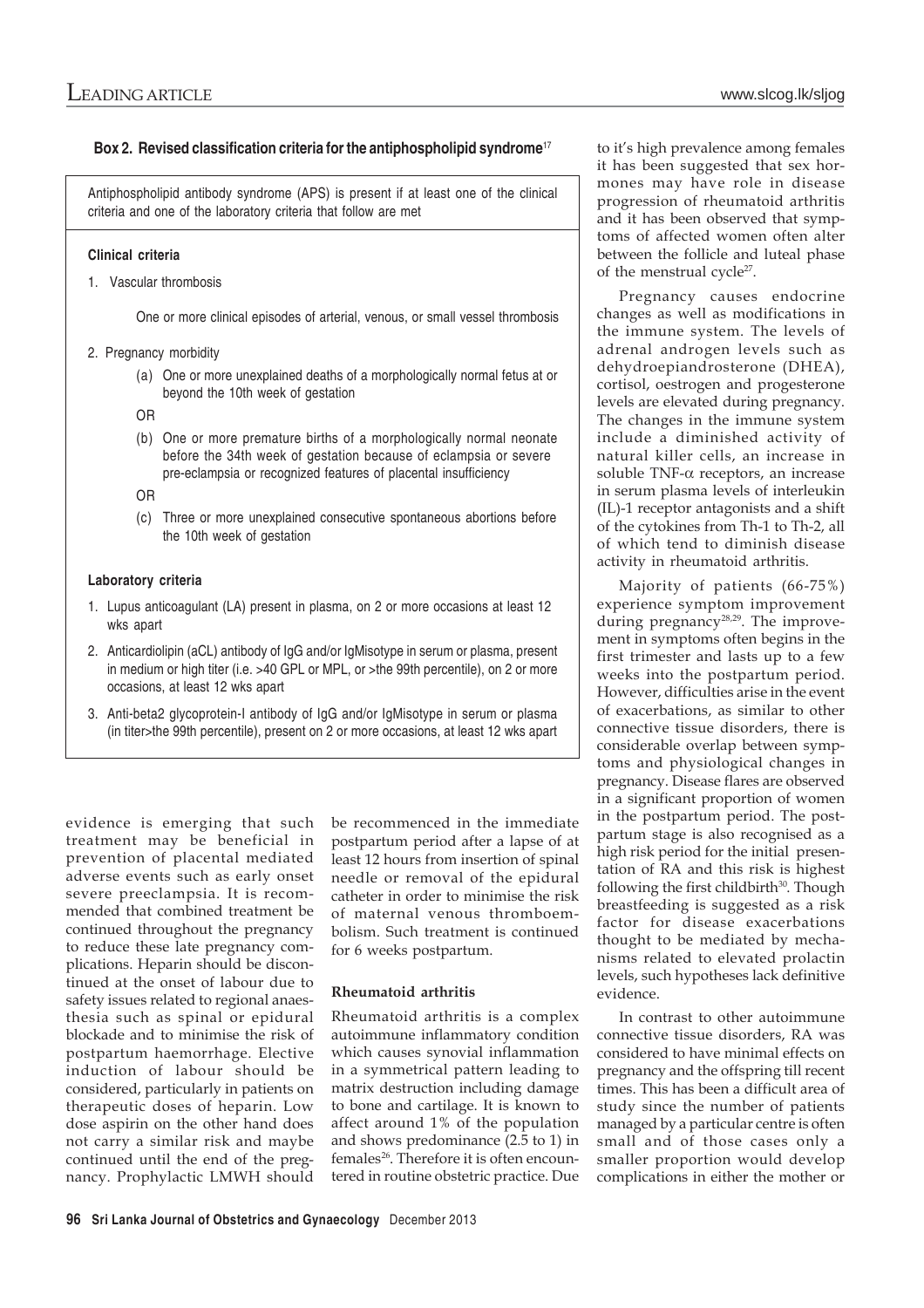**Box 2. Revised classification criteria for the antiphospholipid syndrome**[17]

Antiphospholipid antibody syndrome (APS) is present if at least one of the clinical criteria and one of the laboratory criteria that follow are met

**Clinical criteria**

1. Vascular thrombosis

   One or more clinical episodes of arterial, venous, or small vessel thrombosis

2. Pregnancy morbidity

   (a) One or more unexplained deaths of a morphologically normal fetus at or beyond the 10th week of gestation

   OR

   (b) One or more premature births of a morphologically normal neonate before the 34th week of gestation because of eclampsia or severe pre-eclampsia or recognized features of placental insufficiency

   OR

   (c) Three or more unexplained consecutive spontaneous abortions before the 10th week of gestation

**Laboratory criteria**

1. Lupus anticoagulant (LA) present in plasma, on 2 or more occasions at least 12 wks apart
2. Anticardiolipin (aCL) antibody of IgG and/or IgMisotype in serum or plasma, present in medium or high titer (i.e. >40 GPL or MPL, or >the 99th percentile), on 2 or more occasions, at least 12 wks apart
3. Anti-beta2 glycoprotein-I antibody of IgG and/or IgMisotype in serum or plasma (in titer>the 99th percentile), present on 2 or more occasions, at least 12 wks apart

evidence is emerging that such treatment may be beneficial in prevention of placental mediated adverse events such as early onset severe preeclampsia. It is recommended that combined treatment be continued throughout the pregnancy to reduce these late pregnancy complications. Heparin should be discontinued at the onset of labour due to safety issues related to regional anaesthesia such as spinal or epidural blockade and to minimise the risk of postpartum haemorrhage. Elective induction of labour should be considered, particularly in patients on therapeutic doses of heparin. Low dose aspirin on the other hand does not carry a similar risk and maybe continued until the end of the pregnancy. Prophylactic LMWH should be recommenced in the immediate postpartum period after a lapse of at least 12 hours from insertion of spinal needle or removal of the epidural catheter in order to minimise the risk of maternal venous thromboembolism. Such treatment is continued for 6 weeks postpartum.

### Rheumatoid arthritis

Rheumatoid arthritis is a complex autoimmune inflammatory condition which causes synovial inflammation in a symmetrical pattern leading to matrix destruction including damage to bone and cartilage. It is known to affect around 1% of the population and shows predominance (2.5 to 1) in females[26]. Therefore it is often encountered in routine obstetric practice. Due to it's high prevalence among females it has been suggested that sex hormones may have role in disease progression of rheumatoid arthritis and it has been observed that symptoms of affected women often alter between the follicle and luteal phase of the menstrual cycle[27].

Pregnancy causes endocrine changes as well as modifications in the immune system. The levels of adrenal androgen levels such as dehydroepiandrosterone (DHEA), cortisol, oestrogen and progesterone levels are elevated during pregnancy. The changes in the immune system include a diminished activity of natural killer cells, an increase in soluble TNF-$\alpha$ receptors, an increase in serum plasma levels of interleukin (IL)-1 receptor antagonists and a shift of the cytokines from Th-1 to Th-2, all of which tend to diminish disease activity in rheumatoid arthritis.

Majority of patients (66-75%) experience symptom improvement during pregnancy[28,29]. The improvement in symptoms often begins in the first trimester and lasts up to a few weeks into the postpartum period. However, difficulties arise in the event of exacerbations, as similar to other connective tissue disorders, there is considerable overlap between symptoms and physiological changes in pregnancy. Disease flares are observed in a significant proportion of women in the postpartum period. The postpartum stage is also recognised as a high risk period for the initial presentation of RA and this risk is highest following the first childbirth[30]. Though breastfeeding is suggested as a risk factor for disease exacerbations thought to be mediated by mechanisms related to elevated prolactin levels, such hypotheses lack definitive evidence.

In contrast to other autoimmune connective tissue disorders, RA was considered to have minimal effects on pregnancy and the offspring till recent times. This has been a difficult area of study since the number of patients managed by a particular centre is often small and of those cases only a smaller proportion would develop complications in either the mother or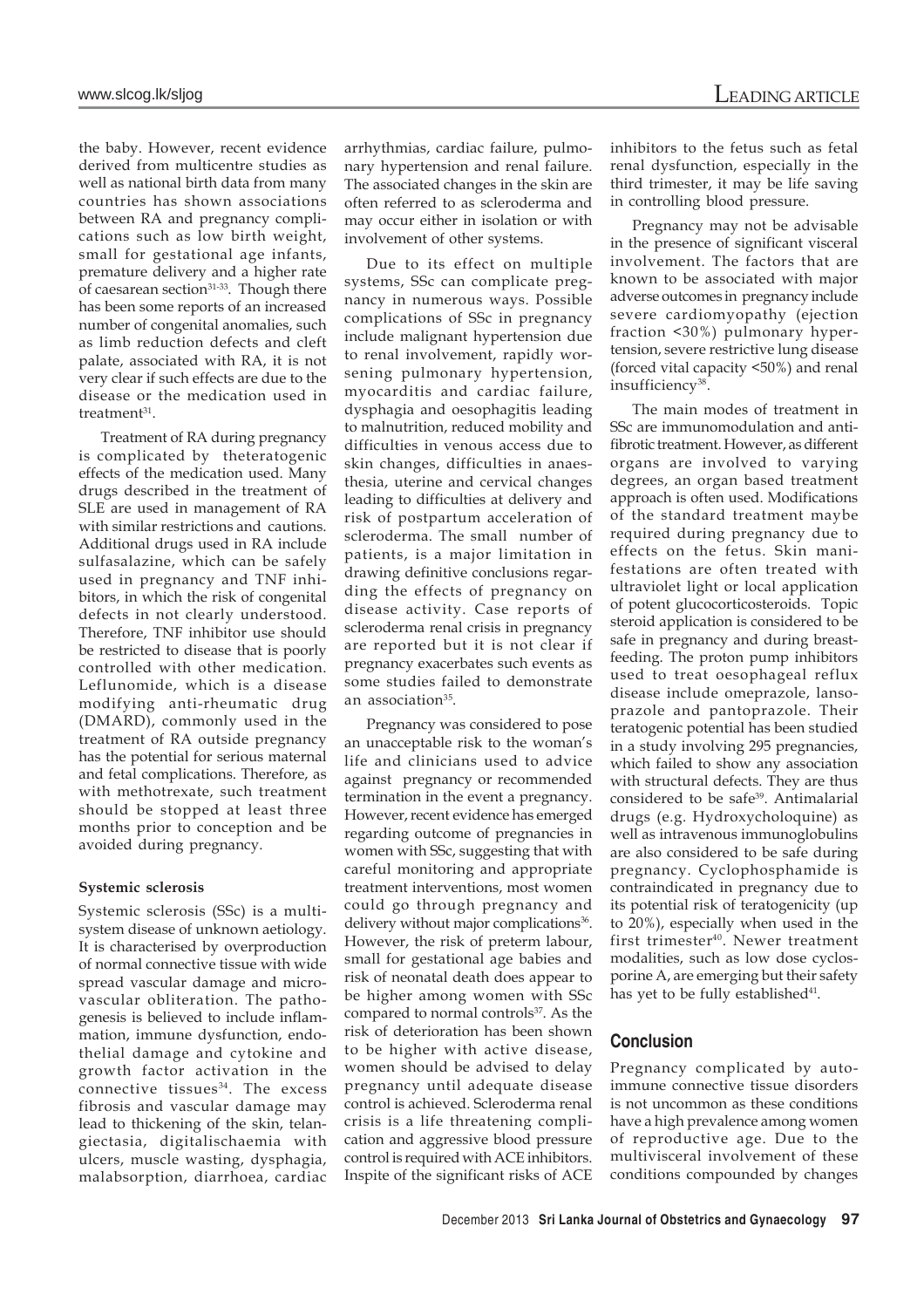the baby. However, recent evidence derived from multicentre studies as well as national birth data from many countries has shown associations between RA and pregnancy complications such as low birth weight, small for gestational age infants, premature delivery and a higher rate of caesarean section[31-33]. Though there has been some reports of an increased number of congenital anomalies, such as limb reduction defects and cleft palate, associated with RA, it is not very clear if such effects are due to the disease or the medication used in treatment[31].

Treatment of RA during pregnancy is complicated by theteratogenic effects of the medication used. Many drugs described in the treatment of SLE are used in management of RA with similar restrictions and cautions. Additional drugs used in RA include sulfasalazine, which can be safely used in pregnancy and TNF inhibitors, in which the risk of congenital defects in not clearly understood. Therefore, TNF inhibitor use should be restricted to disease that is poorly controlled with other medication. Leflunomide, which is a disease modifying anti-rheumatic drug (DMARD), commonly used in the treatment of RA outside pregnancy has the potential for serious maternal and fetal complications. Therefore, as with methotrexate, such treatment should be stopped at least three months prior to conception and be avoided during pregnancy.

**Systemic sclerosis**

Systemic sclerosis (SSc) is a multisystem disease of unknown aetiology. It is characterised by overproduction of normal connective tissue with wide spread vascular damage and microvascular obliteration. The pathogenesis is believed to include inflammation, immune dysfunction, endothelial damage and cytokine and growth factor activation in the connective tissues[34]. The excess fibrosis and vascular damage may lead to thickening of the skin, telangiectasia, digitalischaemia with ulcers, muscle wasting, dysphagia, malabsorption, diarrhoea, cardiac arrhythmias, cardiac failure, pulmonary hypertension and renal failure. The associated changes in the skin are often referred to as scleroderma and may occur either in isolation or with involvement of other systems.

Due to its effect on multiple systems, SSc can complicate pregnancy in numerous ways. Possible complications of SSc in pregnancy include malignant hypertension due to renal involvement, rapidly worsening pulmonary hypertension, myocarditis and cardiac failure, dysphagia and oesophagitis leading to malnutrition, reduced mobility and difficulties in venous access due to skin changes, difficulties in anaesthesia, uterine and cervical changes leading to difficulties at delivery and risk of postpartum acceleration of scleroderma. The small number of patients, is a major limitation in drawing definitive conclusions regarding the effects of pregnancy on disease activity. Case reports of scleroderma renal crisis in pregnancy are reported but it is not clear if pregnancy exacerbates such events as some studies failed to demonstrate an association[35].

Pregnancy was considered to pose an unacceptable risk to the woman's life and clinicians used to advice against pregnancy or recommended termination in the event a pregnancy. However, recent evidence has emerged regarding outcome of pregnancies in women with SSc, suggesting that with careful monitoring and appropriate treatment interventions, most women could go through pregnancy and delivery without major complications[36]. However, the risk of preterm labour, small for gestational age babies and risk of neonatal death does appear to be higher among women with SSc compared to normal controls[37]. As the risk of deterioration has been shown to be higher with active disease, women should be advised to delay pregnancy until adequate disease control is achieved. Scleroderma renal crisis is a life threatening complication and aggressive blood pressure control is required with ACE inhibitors. Inspite of the significant risks of ACE inhibitors to the fetus such as fetal renal dysfunction, especially in the third trimester, it may be life saving in controlling blood pressure.

Pregnancy may not be advisable in the presence of significant visceral involvement. The factors that are known to be associated with major adverse outcomes in pregnancy include severe cardiomyopathy (ejection fraction <30%) pulmonary hypertension, severe restrictive lung disease (forced vital capacity <50%) and renal insufficiency[38].

The main modes of treatment in SSc are immunomodulation and antifibrotic treatment. However, as different organs are involved to varying degrees, an organ based treatment approach is often used. Modifications of the standard treatment maybe required during pregnancy due to effects on the fetus. Skin manifestations are often treated with ultraviolet light or local application of potent glucocorticosteroids. Topic steroid application is considered to be safe in pregnancy and during breastfeeding. The proton pump inhibitors used to treat oesophageal reflux disease include omeprazole, lansoprazole and pantoprazole. Their teratogenic potential has been studied in a study involving 295 pregnancies, which failed to show any association with structural defects. They are thus considered to be safe[39]. Antimalarial drugs (e.g. Hydroxycholoquine) as well as intravenous immunoglobulins are also considered to be safe during pregnancy. Cyclophosphamide is contraindicated in pregnancy due to its potential risk of teratogenicity (up to 20%), especially when used in the first trimester[40]. Newer treatment modalities, such as low dose cyclosporine A, are emerging but their safety has yet to be fully established[41].

## Conclusion

Pregnancy complicated by autoimmune connective tissue disorders is not uncommon as these conditions have a high prevalence among women of reproductive age. Due to the multivisceral involvement of these conditions compounded by changes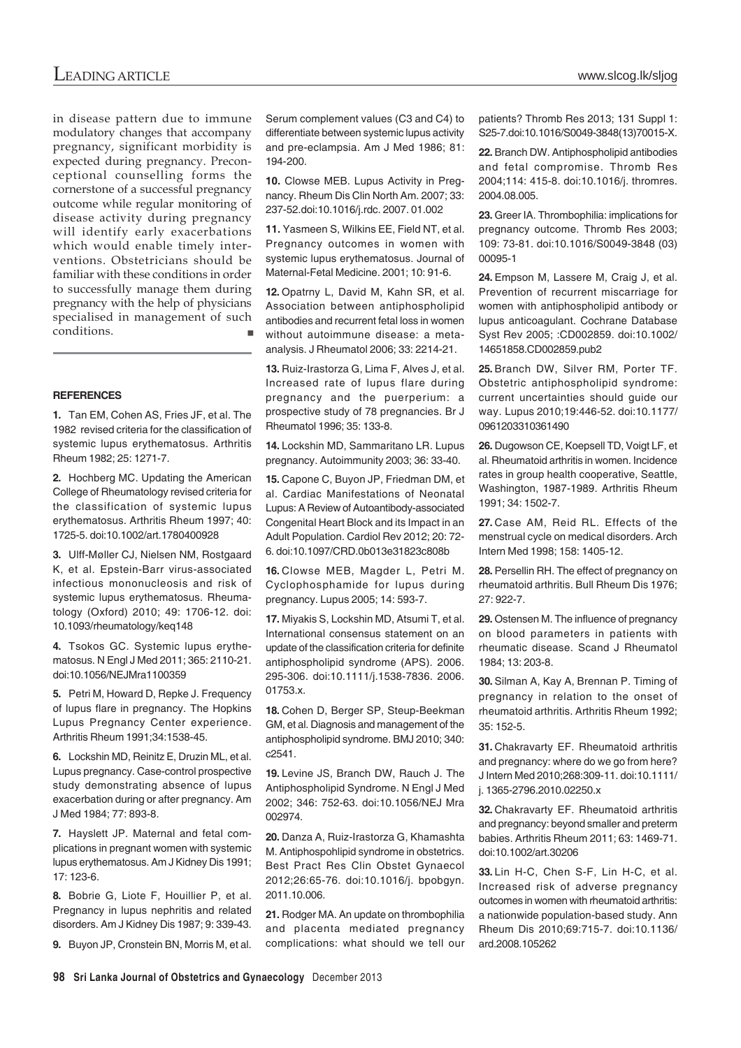in disease pattern due to immune modulatory changes that accompany pregnancy, significant morbidity is expected during pregnancy. Preconceptional counselling forms the cornerstone of a successful pregnancy outcome while regular monitoring of disease activity during pregnancy will identify early exacerbations which would enable timely interventions. Obstetricians should be familiar with these conditions in order to successfully manage them during pregnancy with the help of physicians specialised in management of such conditions.

#### REFERENCES

**1.** Tan EM, Cohen AS, Fries JF, et al. The 1982 revised criteria for the classification of systemic lupus erythematosus. Arthritis Rheum 1982; 25: 1271-7.

**2.** Hochberg MC. Updating the American College of Rheumatology revised criteria for the classification of systemic lupus erythematosus. Arthritis Rheum 1997; 40: 1725-5. doi:10.1002/art.1780400928

**3.** Ulff-Møller CJ, Nielsen NM, Rostgaard K, et al. Epstein-Barr virus-associated infectious mononucleosis and risk of systemic lupus erythematosus. Rheumatology (Oxford) 2010; 49: 1706-12. doi: 10.1093/rheumatology/keq148

**4.** Tsokos GC. Systemic lupus erythematosus. N Engl J Med 2011; 365: 2110-21. doi:10.1056/NEJMra1100359

**5.** Petri M, Howard D, Repke J. Frequency of lupus flare in pregnancy. The Hopkins Lupus Pregnancy Center experience. Arthritis Rheum 1991;34:1538-45.

**6.** Lockshin MD, Reinitz E, Druzin ML, et al. Lupus pregnancy. Case-control prospective study demonstrating absence of lupus exacerbation during or after pregnancy. Am J Med 1984; 77: 893-8.

**7.** Hayslett JP. Maternal and fetal complications in pregnant women with systemic lupus erythematosus. Am J Kidney Dis 1991; 17: 123-6.

**8.** Bobrie G, Liote F, Houillier P, et al. Pregnancy in lupus nephritis and related disorders. Am J Kidney Dis 1987; 9: 339-43.

**9.** Buyon JP, Cronstein BN, Morris M, et al. Serum complement values (C3 and C4) to differentiate between systemic lupus activity and pre-eclampsia. Am J Med 1986; 81: 194-200.

**10.** Clowse MEB. Lupus Activity in Pregnancy. Rheum Dis Clin North Am. 2007; 33: 237-52.doi:10.1016/j.rdc. 2007. 01.002

**11.** Yasmeen S, Wilkins EE, Field NT, et al. Pregnancy outcomes in women with systemic lupus erythematosus. Journal of Maternal-Fetal Medicine. 2001; 10: 91-6.

**12.** Opatrny L, David M, Kahn SR, et al. Association between antiphospholipid antibodies and recurrent fetal loss in women without autoimmune disease: a meta-analysis. J Rheumatol 2006; 33: 2214-21.

**13.** Ruiz-Irastorza G, Lima F, Alves J, et al. Increased rate of lupus flare during pregnancy and the puerperium: a prospective study of 78 pregnancies. Br J Rheumatol 1996; 35: 133-8.

**14.** Lockshin MD, Sammaritano LR. Lupus pregnancy. Autoimmunity 2003; 36: 33-40.

**15.** Capone C, Buyon JP, Friedman DM, et al. Cardiac Manifestations of Neonatal Lupus: A Review of Autoantibody-associated Congenital Heart Block and its Impact in an Adult Population. Cardiol Rev 2012; 20: 72-6. doi:10.1097/CRD.0b013e31823c808b

**16.** Clowse MEB, Magder L, Petri M. Cyclophosphamide for lupus during pregnancy. Lupus 2005; 14: 593-7.

**17.** Miyakis S, Lockshin MD, Atsumi T, et al. International consensus statement on an update of the classification criteria for definite antiphospholipid syndrome (APS). 2006. 295-306. doi:10.1111/j.1538-7836. 2006. 01753.x.

**18.** Cohen D, Berger SP, Steup-Beekman GM, et al. Diagnosis and management of the antiphospholipid syndrome. BMJ 2010; 340: c2541.

**19.** Levine JS, Branch DW, Rauch J. The Antiphospholipid Syndrome. N Engl J Med 2002; 346: 752-63. doi:10.1056/NEJ Mra 002974.

**20.** Danza A, Ruiz-Irastorza G, Khamashta M. Antiphospohlipid syndrome in obstetrics. Best Pract Res Clin Obstet Gynaecol 2012;26:65-76. doi:10.1016/j. bpobgyn. 2011.10.006.

**21.** Rodger MA. An update on thrombophilia and placenta mediated pregnancy complications: what should we tell our patients? Thromb Res 2013; 131 Suppl 1: S25-7.doi:10.1016/S0049-3848(13)70015-X.

**22.** Branch DW. Antiphospholipid antibodies and fetal compromise. Thromb Res 2004;114: 415-8. doi:10.1016/j. thromres. 2004.08.005.

**23.** Greer IA. Thrombophilia: implications for pregnancy outcome. Thromb Res 2003; 109: 73-81. doi:10.1016/S0049-3848 (03) 00095-1

**24.** Empson M, Lassere M, Craig J, et al. Prevention of recurrent miscarriage for women with antiphospholipid antibody or lupus anticoagulant. Cochrane Database Syst Rev 2005; :CD002859. doi:10.1002/ 14651858.CD002859.pub2

**25.** Branch DW, Silver RM, Porter TF. Obstetric antiphospholipid syndrome: current uncertainties should guide our way. Lupus 2010;19:446-52. doi:10.1177/ 0961203310361490

**26.** Dugowson CE, Koepsell TD, Voigt LF, et al. Rheumatoid arthritis in women. Incidence rates in group health cooperative, Seattle, Washington, 1987-1989. Arthritis Rheum 1991; 34: 1502-7.

**27.** Case AM, Reid RL. Effects of the menstrual cycle on medical disorders. Arch Intern Med 1998; 158: 1405-12.

**28.** Persellin RH. The effect of pregnancy on rheumatoid arthritis. Bull Rheum Dis 1976; 27: 922-7.

**29.** Ostensen M. The influence of pregnancy on blood parameters in patients with rheumatic disease. Scand J Rheumatol 1984; 13: 203-8.

**30.** Silman A, Kay A, Brennan P. Timing of pregnancy in relation to the onset of rheumatoid arthritis. Arthritis Rheum 1992; 35: 152-5.

**31.** Chakravarty EF. Rheumatoid arthritis and pregnancy: where do we go from here? J Intern Med 2010;268:309-11. doi:10.1111/ j. 1365-2796.2010.02250.x

**32.** Chakravarty EF. Rheumatoid arthritis and pregnancy: beyond smaller and preterm babies. Arthritis Rheum 2011; 63: 1469-71. doi:10.1002/art.30206

**33.** Lin H-C, Chen S-F, Lin H-C, et al. Increased risk of adverse pregnancy outcomes in women with rheumatoid arthritis: a nationwide population-based study. Ann Rheum Dis 2010;69:715-7. doi:10.1136/ ard.2008.105262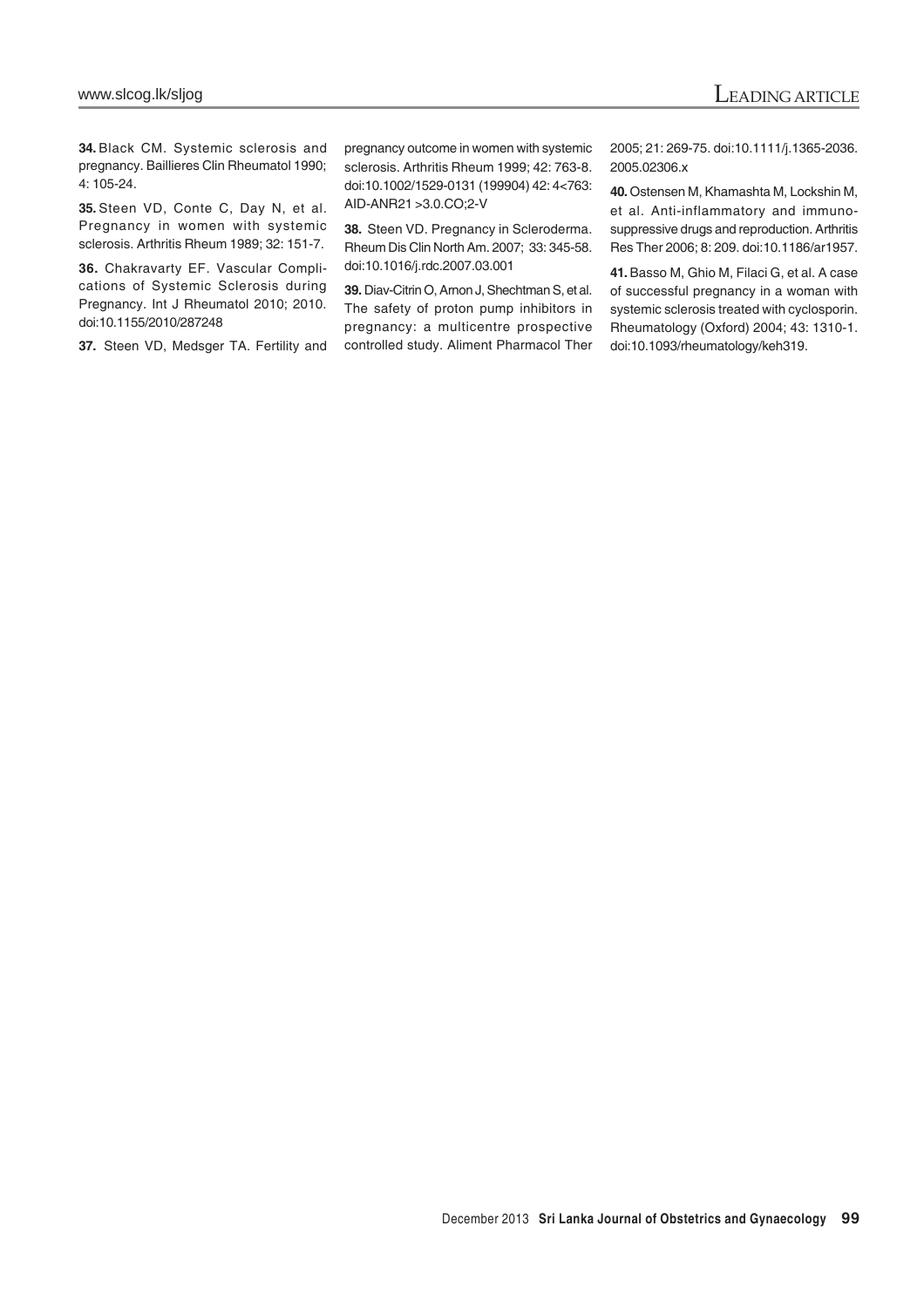**34.** Black CM. Systemic sclerosis and pregnancy. Baillieres Clin Rheumatol 1990; 4: 105-24.

**35.** Steen VD, Conte C, Day N, et al. Pregnancy in women with systemic sclerosis. Arthritis Rheum 1989; 32: 151-7.

**36.** Chakravarty EF. Vascular Complications of Systemic Sclerosis during Pregnancy. Int J Rheumatol 2010; 2010. doi:10.1155/2010/287248

**37.** Steen VD, Medsger TA. Fertility and pregnancy outcome in women with systemic sclerosis. Arthritis Rheum 1999; 42: 763-8. doi:10.1002/1529-0131 (199904) 42: 4<763: AID-ANR21 >3.0.CO;2-V

**38.** Steen VD. Pregnancy in Scleroderma. Rheum Dis Clin North Am. 2007; 33: 345-58. doi:10.1016/j.rdc.2007.03.001

**39.** Diav-Citrin O, Arnon J, Shechtman S, et al. The safety of proton pump inhibitors in pregnancy: a multicentre prospective controlled study. Aliment Pharmacol Ther 2005; 21: 269-75. doi:10.1111/j.1365-2036.2005.02306.x

**40.** Ostensen M, Khamashta M, Lockshin M, et al. Anti-inflammatory and immunosuppressive drugs and reproduction. Arthritis Res Ther 2006; 8: 209. doi:10.1186/ar1957.

**41.** Basso M, Ghio M, Filaci G, et al. A case of successful pregnancy in a woman with systemic sclerosis treated with cyclosporin. Rheumatology (Oxford) 2004; 43: 1310-1. doi:10.1093/rheumatology/keh319.